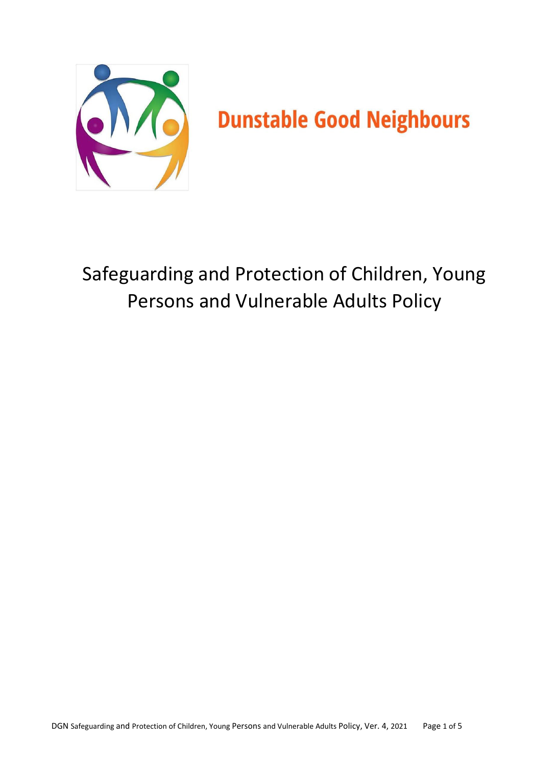# Dunstable Good Neighbours

## Safeguarding and Protection of Children, Young Persons and Vulnerable Adults Policy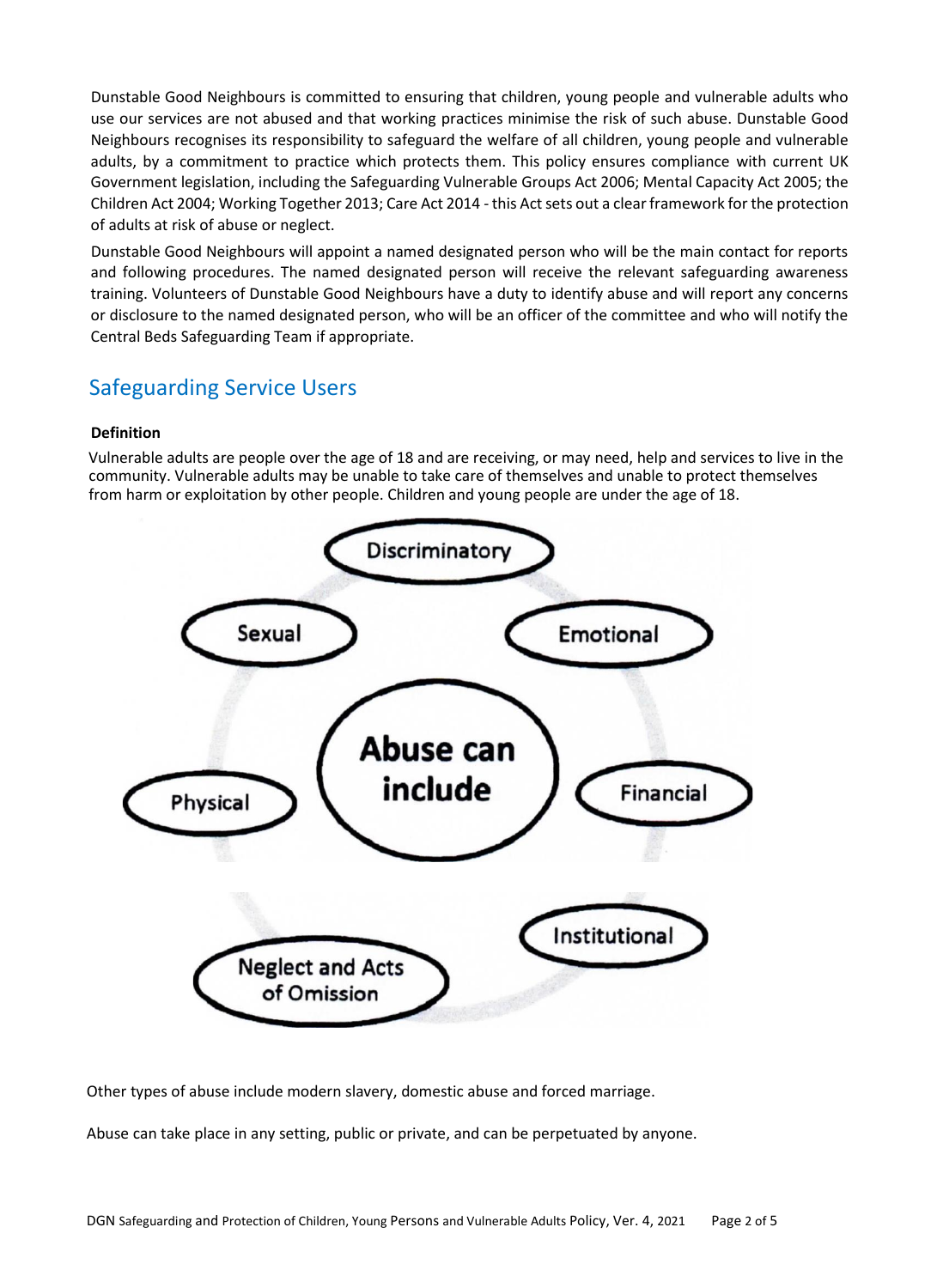Dunstable Good Neighbours is committed to ensuring that children, young people and vulnerable adults who use our services are not abused and that working practices minimise the risk of such abuse. Dunstable Good Neighbours recognises its responsibility to safeguard the welfare of all children, young people and vulnerable adults, by a commitment to practice which protects them. This policy ensures compliance with current UK Government legislation, including the Safeguarding Vulnerable Groups Act 2006; Mental Capacity Act 2005; the Children Act 2004; Working Together 2013; Care Act 2014 - this Act sets out a clear framework for the protection of adults at risk of abuse or neglect.

Dunstable Good Neighbours will appoint a named designated person who will be the main contact for reports and following procedures. The named designated person will receive the relevant safeguarding awareness training. Volunteers of Dunstable Good Neighbours have a duty to identify abuse and will report any concerns or disclosure to the named designated person, who will be an officer of the committee and who will notify the Central Beds Safeguarding Team if appropriate.

## Safeguarding Service Users

**Definition**

Vulnerable adults are people over the age of 18 and are receiving, or may need, help and services to live in the community. Vulnerable adults may be unable to take care of themselves and unable to protect themselves from harm or exploitation by other people. Children and young people are under the age of 18.

**Abuse can include**

- Discriminatory
- Emotional
- Financial
- Institutional
- Neglect and Acts of Omission
- Physical
- Sexual

Other types of abuse include modern slavery, domestic abuse and forced marriage.

Abuse can take place in any setting, public or private, and can be perpetuated by anyone.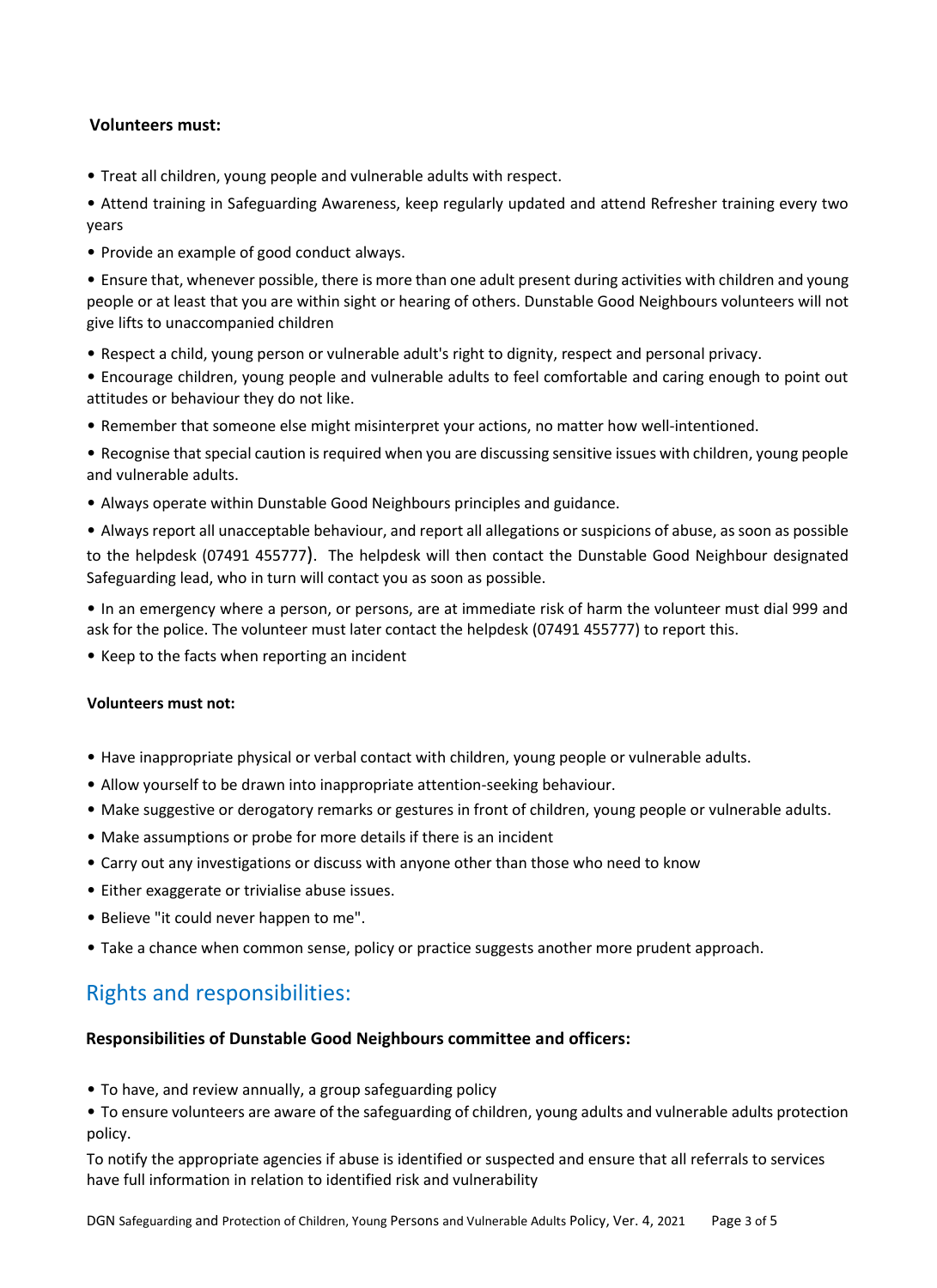**Volunteers must:**

- Treat all children, young people and vulnerable adults with respect.
- Attend training in Safeguarding Awareness, keep regularly updated and attend Refresher training every two years
- Provide an example of good conduct always.
- Ensure that, whenever possible, there is more than one adult present during activities with children and young people or at least that you are within sight or hearing of others. Dunstable Good Neighbours volunteers will not give lifts to unaccompanied children
- Respect a child, young person or vulnerable adult's right to dignity, respect and personal privacy.
- Encourage children, young people and vulnerable adults to feel comfortable and caring enough to point out attitudes or behaviour they do not like.
- Remember that someone else might misinterpret your actions, no matter how well-intentioned.
- Recognise that special caution is required when you are discussing sensitive issues with children, young people and vulnerable adults.
- Always operate within Dunstable Good Neighbours principles and guidance.
- Always report all unacceptable behaviour, and report all allegations or suspicions of abuse, as soon as possible to the helpdesk (07491 455777). The helpdesk will then contact the Dunstable Good Neighbour designated Safeguarding lead, who in turn will contact you as soon as possible.
- In an emergency where a person, or persons, are at immediate risk of harm the volunteer must dial 999 and ask for the police. The volunteer must later contact the helpdesk (07491 455777) to report this.
- Keep to the facts when reporting an incident

**Volunteers must not:**

- Have inappropriate physical or verbal contact with children, young people or vulnerable adults.
- Allow yourself to be drawn into inappropriate attention-seeking behaviour.
- Make suggestive or derogatory remarks or gestures in front of children, young people or vulnerable adults.
- Make assumptions or probe for more details if there is an incident
- Carry out any investigations or discuss with anyone other than those who need to know
- Either exaggerate or trivialise abuse issues.
- Believe "it could never happen to me".
- Take a chance when common sense, policy or practice suggests another more prudent approach.

## Rights and responsibilities:

**Responsibilities of Dunstable Good Neighbours committee and officers:**

- To have, and review annually, a group safeguarding policy
- To ensure volunteers are aware of the safeguarding of children, young adults and vulnerable adults protection policy.

To notify the appropriate agencies if abuse is identified or suspected and ensure that all referrals to services have full information in relation to identified risk and vulnerability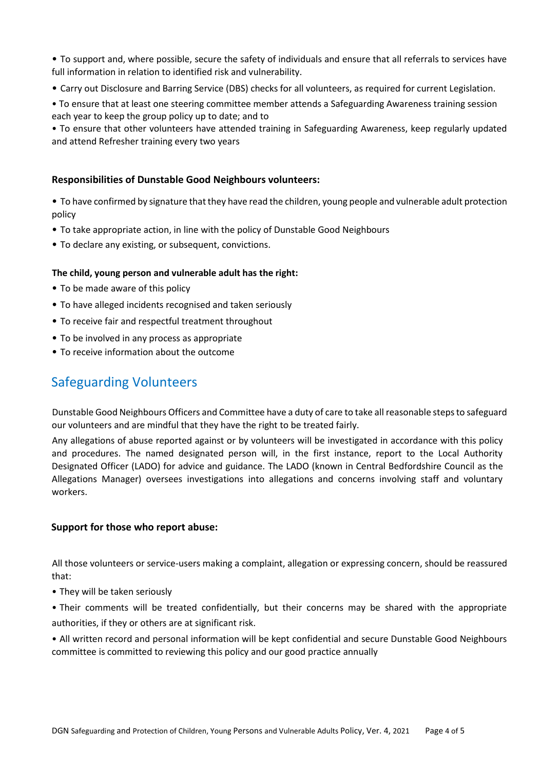- To support and, where possible, secure the safety of individuals and ensure that all referrals to services have full information in relation to identified risk and vulnerability.
- Carry out Disclosure and Barring Service (DBS) checks for all volunteers, as required for current Legislation.
- To ensure that at least one steering committee member attends a Safeguarding Awareness training session each year to keep the group policy up to date; and to
- To ensure that other volunteers have attended training in Safeguarding Awareness, keep regularly updated and attend Refresher training every two years

**Responsibilities of Dunstable Good Neighbours volunteers:**

- To have confirmed by signature that they have read the children, young people and vulnerable adult protection policy
- To take appropriate action, in line with the policy of Dunstable Good Neighbours
- To declare any existing, or subsequent, convictions.

**The child, young person and vulnerable adult has the right:**

- To be made aware of this policy
- To have alleged incidents recognised and taken seriously
- To receive fair and respectful treatment throughout
- To be involved in any process as appropriate
- To receive information about the outcome

## Safeguarding Volunteers

Dunstable Good Neighbours Officers and Committee have a duty of care to take all reasonable steps to safeguard our volunteers and are mindful that they have the right to be treated fairly.

Any allegations of abuse reported against or by volunteers will be investigated in accordance with this policy and procedures. The named designated person will, in the first instance, report to the Local Authority Designated Officer (LADO) for advice and guidance. The LADO (known in Central Bedfordshire Council as the Allegations Manager) oversees investigations into allegations and concerns involving staff and voluntary workers.

**Support for those who report abuse:**

All those volunteers or service-users making a complaint, allegation or expressing concern, should be reassured that:

- They will be taken seriously
- Their comments will be treated confidentially, but their concerns may be shared with the appropriate authorities, if they or others are at significant risk.
- All written record and personal information will be kept confidential and secure Dunstable Good Neighbours committee is committed to reviewing this policy and our good practice annually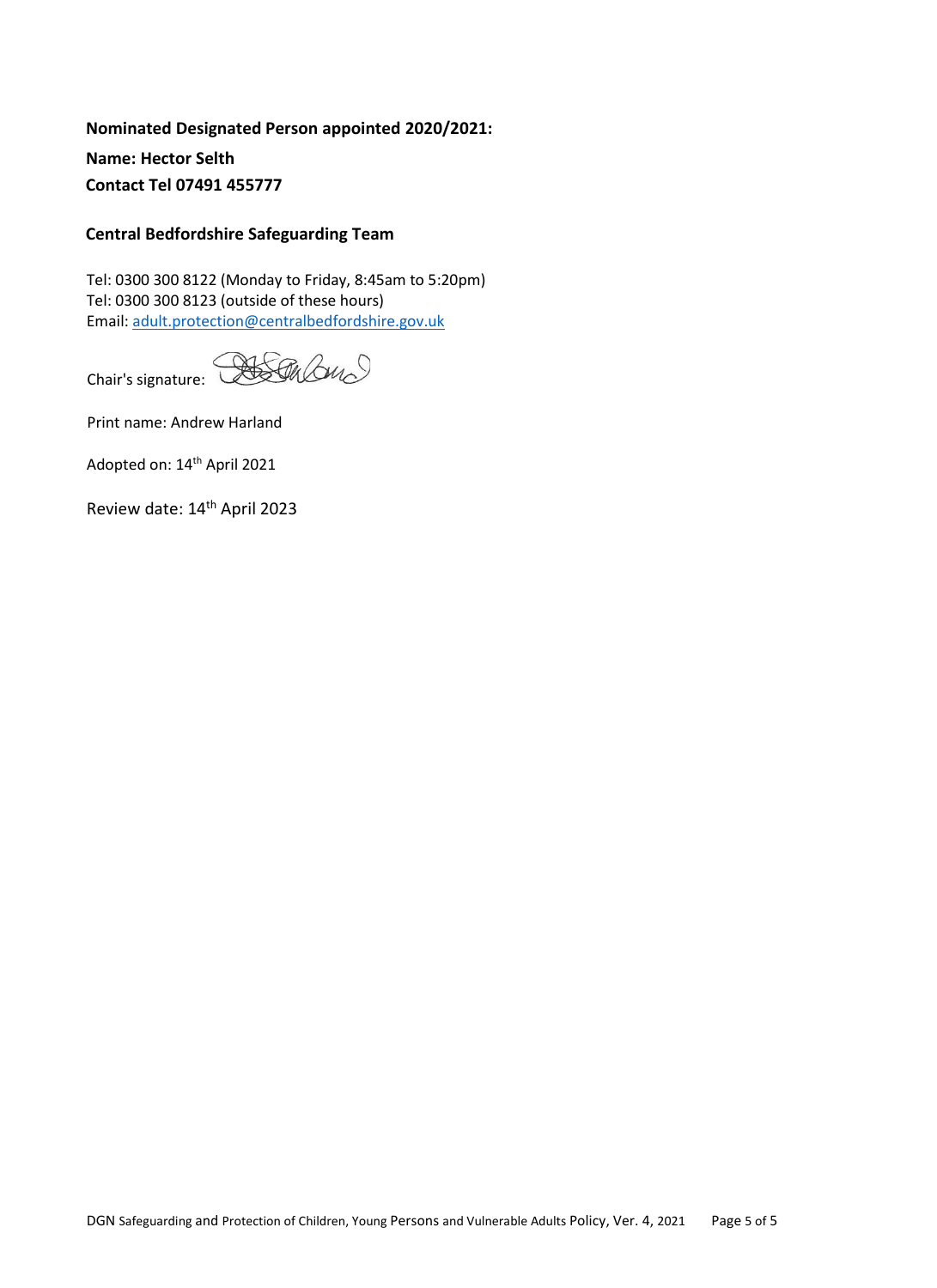**Nominated Designated Person appointed 2020/2021:**

**Name: Hector Selth**

**Contact Tel 07491 455777**

**Central Bedfordshire Safeguarding Team**

Tel: 0300 300 8122 (Monday to Friday, 8:45am to 5:20pm)
Tel: 0300 300 8123 (outside of these hours)
Email: adult.protection@centralbedfordshire.gov.uk

Chair's signature:

Print name: Andrew Harland

Adopted on: 14th April 2021

Review date: 14th April 2023